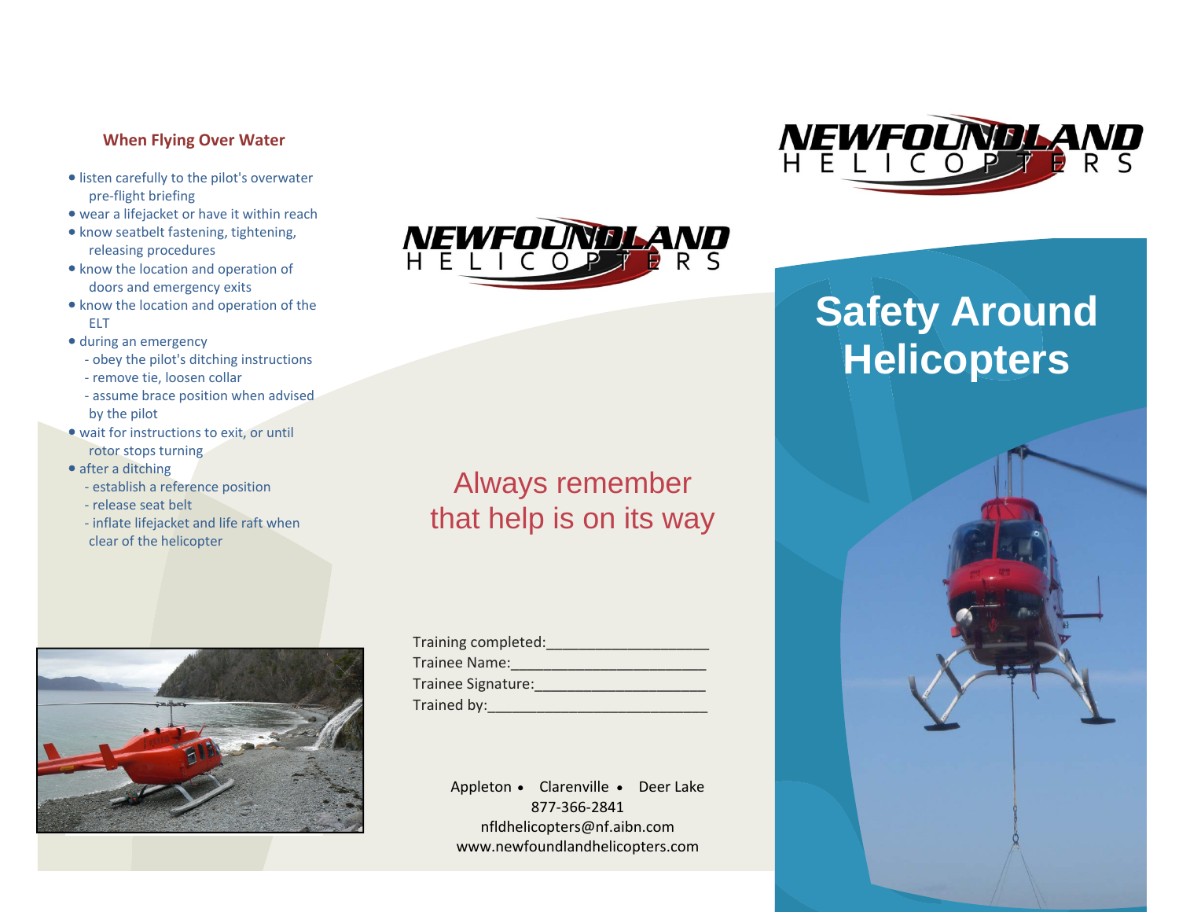## When Flying Over Water

- listen carefully to the pilot's overwater pre-flight briefing
- wear a lifejacket or have it within reach
- know seatbelt fastening, tightening, releasing procedures
- know the location and operation of doors and emergency exits
- know the location and operation of the ELT
- during an emergency
  - obey the pilot's ditching instructions
  - remove tie, loosen collar
  - assume brace position when advised by the pilot
- wait for instructions to exit, or until rotor stops turning
- after a ditching
  - establish a reference position
  - release seat belt
  - inflate lifejacket and life raft when clear of the helicopter

NEWFOUNDLAND HELICOPTERS

Always remember that help is on its way

Training completed:____________________
Trainee Name:________________________
Trainee Signature:_____________________
Trained by:___________________________

Appleton • Clarenville • Deer Lake
877-366-2841
nfldhelicopters@nf.aibn.com
www.newfoundlandhelicopters.com

NEWFOUNDLAND HELICOPTERS

# Safety Around Helicopters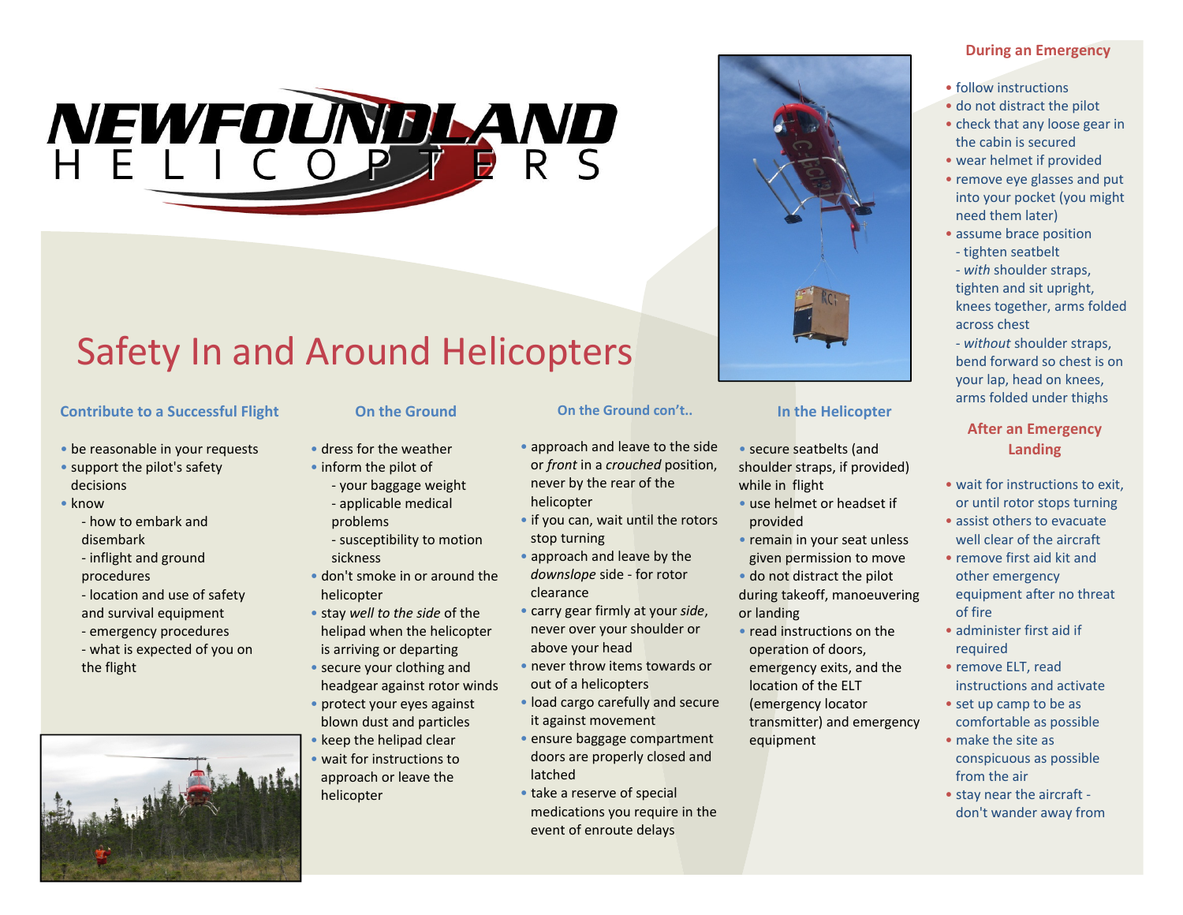NEWFOUNDLAND HELICOPTERS

# Safety In and Around Helicopters

## Contribute to a Successful Flight

- be reasonable in your requests
- support the pilot's safety decisions
- know
  - how to embark and disembark
  - inflight and ground procedures
  - location and use of safety and survival equipment
  - emergency procedures
  - what is expected of you on the flight

## On the Ground

- dress for the weather
- inform the pilot of
  - your baggage weight
  - applicable medical problems
  - susceptibility to motion sickness
- don't smoke in or around the helicopter
- stay *well to the side* of the helipad when the helicopter is arriving or departing
- secure your clothing and headgear against rotor winds
- protect your eyes against blown dust and particles
- keep the helipad clear
- wait for instructions to approach or leave the helicopter

## On the Ground con't..

- approach and leave to the side or *front* in a *crouched* position, never by the rear of the helicopter
- if you can, wait until the rotors stop turning
- approach and leave by the *downslope* side - for rotor clearance
- carry gear firmly at your *side*, never over your shoulder or above your head
- never throw items towards or out of a helicopters
- load cargo carefully and secure it against movement
- ensure baggage compartment doors are properly closed and latched
- take a reserve of special medications you require in the event of enroute delays

## In the Helicopter

- secure seatbelts (and shoulder straps, if provided) while in flight
- use helmet or headset if provided
- remain in your seat unless given permission to move
- do not distract the pilot during takeoff, manoeuvering or landing
- read instructions on the operation of doors, emergency exits, and the location of the ELT (emergency locator transmitter) and emergency equipment

## During an Emergency

- follow instructions
- do not distract the pilot
- check that any loose gear in the cabin is secured
- wear helmet if provided
- remove eye glasses and put into your pocket (you might need them later)
- assume brace position
  - tighten seatbelt
  - *with* shoulder straps, tighten and sit upright, knees together, arms folded across chest
  - *without* shoulder straps, bend forward so chest is on your lap, head on knees, arms folded under thighs

## After an Emergency Landing

- wait for instructions to exit, or until rotor stops turning
- assist others to evacuate well clear of the aircraft
- remove first aid kit and other emergency equipment after no threat of fire
- administer first aid if required
- remove ELT, read instructions and activate
- set up camp to be as comfortable as possible
- make the site as conspicuous as possible from the air
- stay near the aircraft - don't wander away from